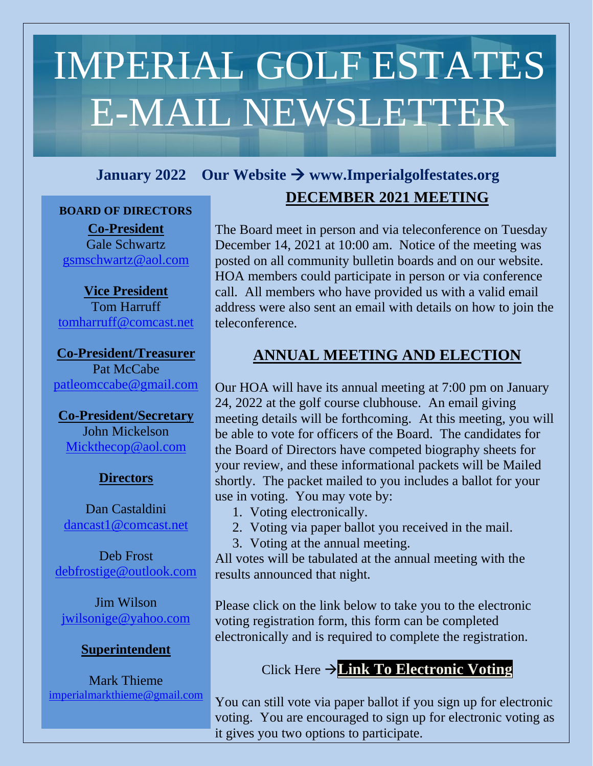# IMPERIAL GOLF ESTATES E-MAIL NEWSLETTER

**January 2022 Our Website → www.Imperialgolfestates.org**

**BOARD OF DIRECTORS**

**Co-President**
Gale Schwartz
gsmschwartz@aol.com

**Vice President**
Tom Harruff
tomharruff@comcast.net

**Co-President/Treasurer**
Pat McCabe
patleomccabe@gmail.com

**Co-President/Secretary**
John Mickelson
Mickthecop@aol.com

**Directors**

Dan Castaldini
dancast1@comcast.net

Deb Frost
debfrostige@outlook.com

Jim Wilson
jwilsonige@yahoo.com

**Superintendent**

Mark Thieme
imperialmarkthieme@gmail.com

## DECEMBER 2021 MEETING

The Board meet in person and via teleconference on Tuesday December 14, 2021 at 10:00 am. Notice of the meeting was posted on all community bulletin boards and on our website. HOA members could participate in person or via conference call. All members who have provided us with a valid email address were also sent an email with details on how to join the teleconference.

## ANNUAL MEETING AND ELECTION

Our HOA will have its annual meeting at 7:00 pm on January 24, 2022 at the golf course clubhouse. An email giving meeting details will be forthcoming. At this meeting, you will be able to vote for officers of the Board. The candidates for the Board of Directors have competed biography sheets for your review, and these informational packets will be Mailed shortly. The packet mailed to you includes a ballot for your use in voting. You may vote by:

1. Voting electronically.
2. Voting via paper ballot you received in the mail.
3. Voting at the annual meeting.

All votes will be tabulated at the annual meeting with the results announced that night.

Please click on the link below to take you to the electronic voting registration form, this form can be completed electronically and is required to complete the registration.

Click Here →**Link To Electronic Voting**

You can still vote via paper ballot if you sign up for electronic voting. You are encouraged to sign up for electronic voting as it gives you two options to participate.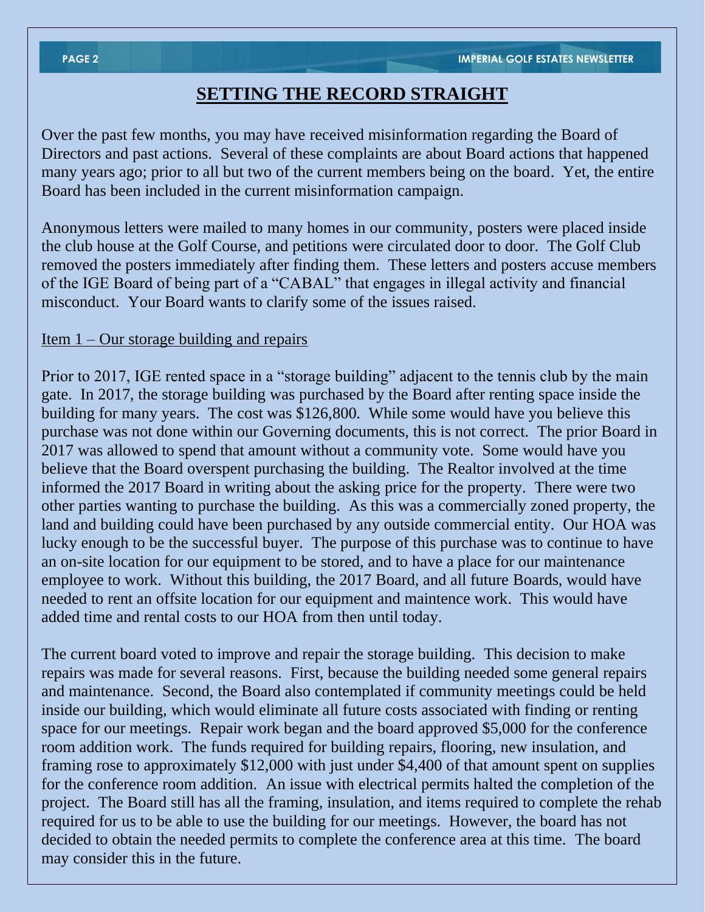## SETTING THE RECORD STRAIGHT

Over the past few months, you may have received misinformation regarding the Board of Directors and past actions. Several of these complaints are about Board actions that happened many years ago; prior to all but two of the current members being on the board. Yet, the entire Board has been included in the current misinformation campaign.

Anonymous letters were mailed to many homes in our community, posters were placed inside the club house at the Golf Course, and petitions were circulated door to door. The Golf Club removed the posters immediately after finding them. These letters and posters accuse members of the IGE Board of being part of a "CABAL" that engages in illegal activity and financial misconduct. Your Board wants to clarify some of the issues raised.

Item 1 – Our storage building and repairs

Prior to 2017, IGE rented space in a "storage building" adjacent to the tennis club by the main gate. In 2017, the storage building was purchased by the Board after renting space inside the building for many years. The cost was $126,800. While some would have you believe this purchase was not done within our Governing documents, this is not correct. The prior Board in 2017 was allowed to spend that amount without a community vote. Some would have you believe that the Board overspent purchasing the building. The Realtor involved at the time informed the 2017 Board in writing about the asking price for the property. There were two other parties wanting to purchase the building. As this was a commercially zoned property, the land and building could have been purchased by any outside commercial entity. Our HOA was lucky enough to be the successful buyer. The purpose of this purchase was to continue to have an on-site location for our equipment to be stored, and to have a place for our maintenance employee to work. Without this building, the 2017 Board, and all future Boards, would have needed to rent an offsite location for our equipment and maintence work. This would have added time and rental costs to our HOA from then until today.

The current board voted to improve and repair the storage building. This decision to make repairs was made for several reasons. First, because the building needed some general repairs and maintenance. Second, the Board also contemplated if community meetings could be held inside our building, which would eliminate all future costs associated with finding or renting space for our meetings. Repair work began and the board approved $5,000 for the conference room addition work. The funds required for building repairs, flooring, new insulation, and framing rose to approximately $12,000 with just under $4,400 of that amount spent on supplies for the conference room addition. An issue with electrical permits halted the completion of the project. The Board still has all the framing, insulation, and items required to complete the rehab required for us to be able to use the building for our meetings. However, the board has not decided to obtain the needed permits to complete the conference area at this time. The board may consider this in the future.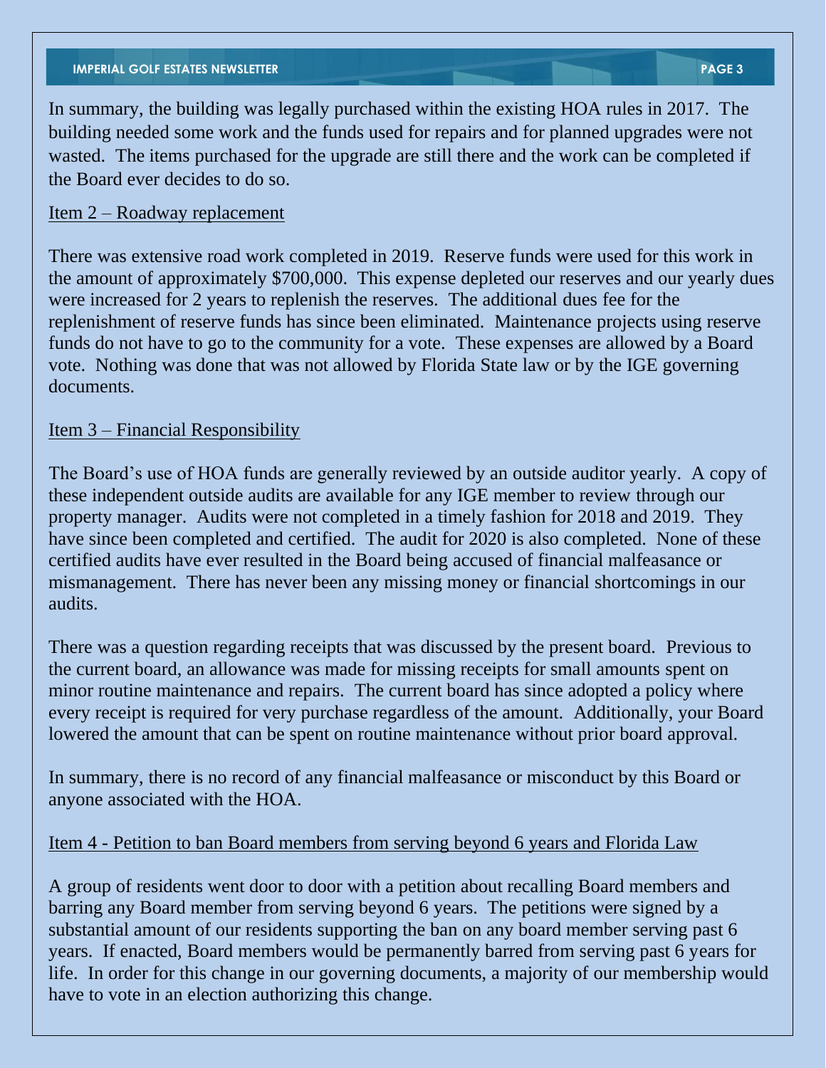In summary, the building was legally purchased within the existing HOA rules in 2017. The building needed some work and the funds used for repairs and for planned upgrades were not wasted. The items purchased for the upgrade are still there and the work can be completed if the Board ever decides to do so.

<u>Item 2 – Roadway replacement</u>

There was extensive road work completed in 2019. Reserve funds were used for this work in the amount of approximately $700,000. This expense depleted our reserves and our yearly dues were increased for 2 years to replenish the reserves. The additional dues fee for the replenishment of reserve funds has since been eliminated. Maintenance projects using reserve funds do not have to go to the community for a vote. These expenses are allowed by a Board vote. Nothing was done that was not allowed by Florida State law or by the IGE governing documents.

<u>Item 3 – Financial Responsibility</u>

The Board's use of HOA funds are generally reviewed by an outside auditor yearly. A copy of these independent outside audits are available for any IGE member to review through our property manager. Audits were not completed in a timely fashion for 2018 and 2019. They have since been completed and certified. The audit for 2020 is also completed. None of these certified audits have ever resulted in the Board being accused of financial malfeasance or mismanagement. There has never been any missing money or financial shortcomings in our audits.

There was a question regarding receipts that was discussed by the present board. Previous to the current board, an allowance was made for missing receipts for small amounts spent on minor routine maintenance and repairs. The current board has since adopted a policy where every receipt is required for very purchase regardless of the amount. Additionally, your Board lowered the amount that can be spent on routine maintenance without prior board approval.

In summary, there is no record of any financial malfeasance or misconduct by this Board or anyone associated with the HOA.

<u>Item 4 - Petition to ban Board members from serving beyond 6 years and Florida Law</u>

A group of residents went door to door with a petition about recalling Board members and barring any Board member from serving beyond 6 years. The petitions were signed by a substantial amount of our residents supporting the ban on any board member serving past 6 years. If enacted, Board members would be permanently barred from serving past 6 years for life. In order for this change in our governing documents, a majority of our membership would have to vote in an election authorizing this change.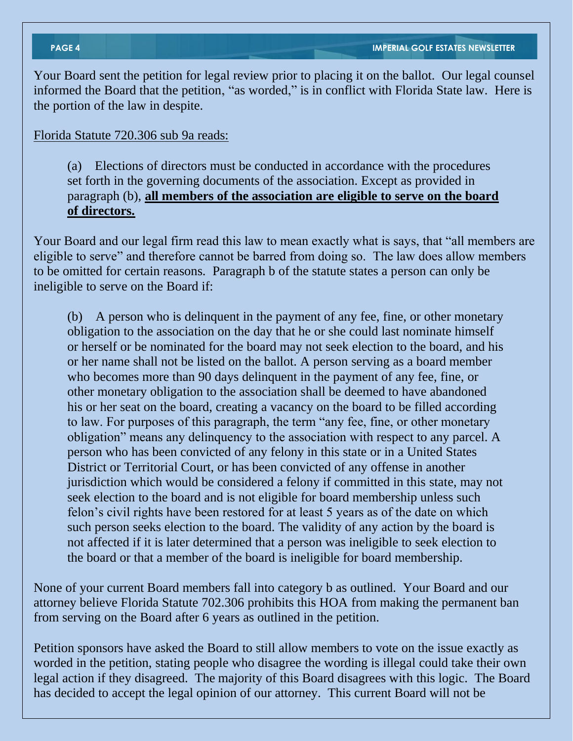Your Board sent the petition for legal review prior to placing it on the ballot. Our legal counsel informed the Board that the petition, "as worded," is in conflict with Florida State law. Here is the portion of the law in despite.

<u>Florida Statute 720.306 sub 9a reads:</u>

> (a) Elections of directors must be conducted in accordance with the procedures set forth in the governing documents of the association. Except as provided in paragraph (b), **<u>all members of the association are eligible to serve on the board of directors.</u>**

Your Board and our legal firm read this law to mean exactly what is says, that "all members are eligible to serve" and therefore cannot be barred from doing so. The law does allow members to be omitted for certain reasons. Paragraph b of the statute states a person can only be ineligible to serve on the Board if:

> (b) A person who is delinquent in the payment of any fee, fine, or other monetary obligation to the association on the day that he or she could last nominate himself or herself or be nominated for the board may not seek election to the board, and his or her name shall not be listed on the ballot. A person serving as a board member who becomes more than 90 days delinquent in the payment of any fee, fine, or other monetary obligation to the association shall be deemed to have abandoned his or her seat on the board, creating a vacancy on the board to be filled according to law. For purposes of this paragraph, the term "any fee, fine, or other monetary obligation" means any delinquency to the association with respect to any parcel. A person who has been convicted of any felony in this state or in a United States District or Territorial Court, or has been convicted of any offense in another jurisdiction which would be considered a felony if committed in this state, may not seek election to the board and is not eligible for board membership unless such felon's civil rights have been restored for at least 5 years as of the date on which such person seeks election to the board. The validity of any action by the board is not affected if it is later determined that a person was ineligible to seek election to the board or that a member of the board is ineligible for board membership.

None of your current Board members fall into category b as outlined. Your Board and our attorney believe Florida Statute 702.306 prohibits this HOA from making the permanent ban from serving on the Board after 6 years as outlined in the petition.

Petition sponsors have asked the Board to still allow members to vote on the issue exactly as worded in the petition, stating people who disagree the wording is illegal could take their own legal action if they disagreed. The majority of this Board disagrees with this logic. The Board has decided to accept the legal opinion of our attorney. This current Board will not be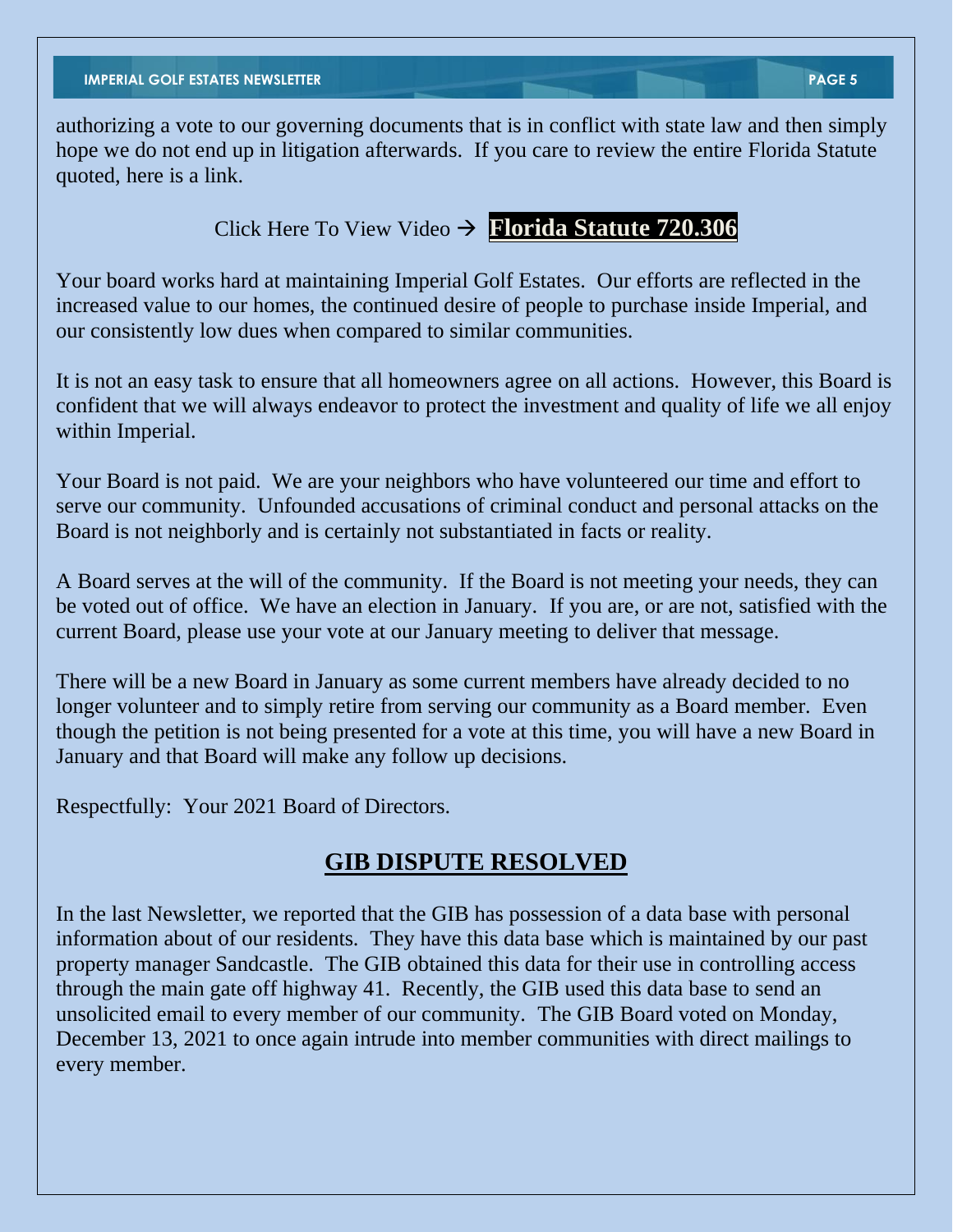authorizing a vote to our governing documents that is in conflict with state law and then simply hope we do not end up in litigation afterwards. If you care to review the entire Florida Statute quoted, here is a link.

Click Here To View Video → **Florida Statute 720.306**

Your board works hard at maintaining Imperial Golf Estates. Our efforts are reflected in the increased value to our homes, the continued desire of people to purchase inside Imperial, and our consistently low dues when compared to similar communities.

It is not an easy task to ensure that all homeowners agree on all actions. However, this Board is confident that we will always endeavor to protect the investment and quality of life we all enjoy within Imperial.

Your Board is not paid. We are your neighbors who have volunteered our time and effort to serve our community. Unfounded accusations of criminal conduct and personal attacks on the Board is not neighborly and is certainly not substantiated in facts or reality.

A Board serves at the will of the community. If the Board is not meeting your needs, they can be voted out of office. We have an election in January. If you are, or are not, satisfied with the current Board, please use your vote at our January meeting to deliver that message.

There will be a new Board in January as some current members have already decided to no longer volunteer and to simply retire from serving our community as a Board member. Even though the petition is not being presented for a vote at this time, you will have a new Board in January and that Board will make any follow up decisions.

Respectfully: Your 2021 Board of Directors.

## GIB DISPUTE RESOLVED

In the last Newsletter, we reported that the GIB has possession of a data base with personal information about of our residents. They have this data base which is maintained by our past property manager Sandcastle. The GIB obtained this data for their use in controlling access through the main gate off highway 41. Recently, the GIB used this data base to send an unsolicited email to every member of our community. The GIB Board voted on Monday, December 13, 2021 to once again intrude into member communities with direct mailings to every member.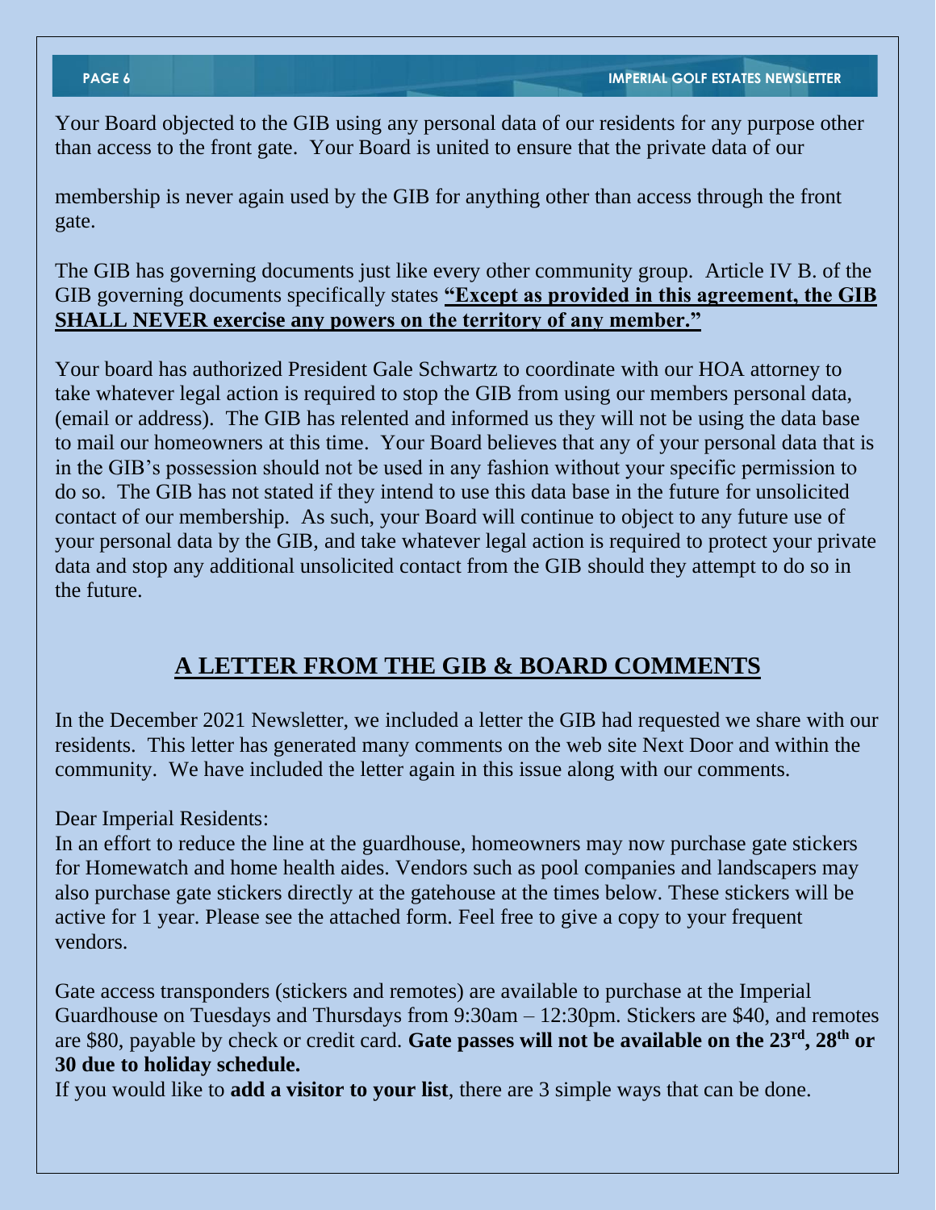Your Board objected to the GIB using any personal data of our residents for any purpose other than access to the front gate. Your Board is united to ensure that the private data of our membership is never again used by the GIB for anything other than access through the front gate.

The GIB has governing documents just like every other community group. Article IV B. of the GIB governing documents specifically states **"Except as provided in this agreement, the GIB SHALL NEVER exercise any powers on the territory of any member."**

Your board has authorized President Gale Schwartz to coordinate with our HOA attorney to take whatever legal action is required to stop the GIB from using our members personal data, (email or address). The GIB has relented and informed us they will not be using the data base to mail our homeowners at this time. Your Board believes that any of your personal data that is in the GIB's possession should not be used in any fashion without your specific permission to do so. The GIB has not stated if they intend to use this data base in the future for unsolicited contact of our membership. As such, your Board will continue to object to any future use of your personal data by the GIB, and take whatever legal action is required to protect your private data and stop any additional unsolicited contact from the GIB should they attempt to do so in the future.

## A LETTER FROM THE GIB & BOARD COMMENTS

In the December 2021 Newsletter, we included a letter the GIB had requested we share with our residents. This letter has generated many comments on the web site Next Door and within the community. We have included the letter again in this issue along with our comments.

Dear Imperial Residents:
In an effort to reduce the line at the guardhouse, homeowners may now purchase gate stickers for Homewatch and home health aides. Vendors such as pool companies and landscapers may also purchase gate stickers directly at the gatehouse at the times below. These stickers will be active for 1 year. Please see the attached form. Feel free to give a copy to your frequent vendors.

Gate access transponders (stickers and remotes) are available to purchase at the Imperial Guardhouse on Tuesdays and Thursdays from 9:30am – 12:30pm. Stickers are $40, and remotes are $80, payable by check or credit card. **Gate passes will not be available on the 23rd, 28th or 30 due to holiday schedule.**
If you would like to **add a visitor to your list**, there are 3 simple ways that can be done.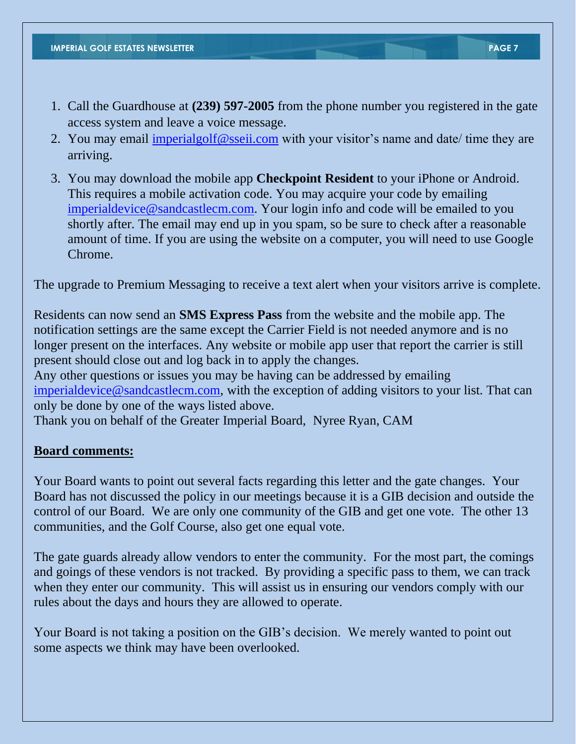1. Call the Guardhouse at **(239) 597-2005** from the phone number you registered in the gate access system and leave a voice message.
2. You may email imperialgolf@sseii.com with your visitor's name and date/ time they are arriving.
3. You may download the mobile app **Checkpoint Resident** to your iPhone or Android. This requires a mobile activation code. You may acquire your code by emailing imperialdevice@sandcastlecm.com. Your login info and code will be emailed to you shortly after. The email may end up in you spam, so be sure to check after a reasonable amount of time. If you are using the website on a computer, you will need to use Google Chrome.

The upgrade to Premium Messaging to receive a text alert when your visitors arrive is complete.

Residents can now send an **SMS Express Pass** from the website and the mobile app. The notification settings are the same except the Carrier Field is not needed anymore and is no longer present on the interfaces. Any website or mobile app user that report the carrier is still present should close out and log back in to apply the changes.
Any other questions or issues you may be having can be addressed by emailing imperialdevice@sandcastlecm.com, with the exception of adding visitors to your list. That can only be done by one of the ways listed above.
Thank you on behalf of the Greater Imperial Board, Nyree Ryan, CAM

**Board comments:**

Your Board wants to point out several facts regarding this letter and the gate changes. Your Board has not discussed the policy in our meetings because it is a GIB decision and outside the control of our Board. We are only one community of the GIB and get one vote. The other 13 communities, and the Golf Course, also get one equal vote.

The gate guards already allow vendors to enter the community. For the most part, the comings and goings of these vendors is not tracked. By providing a specific pass to them, we can track when they enter our community. This will assist us in ensuring our vendors comply with our rules about the days and hours they are allowed to operate.

Your Board is not taking a position on the GIB's decision. We merely wanted to point out some aspects we think may have been overlooked.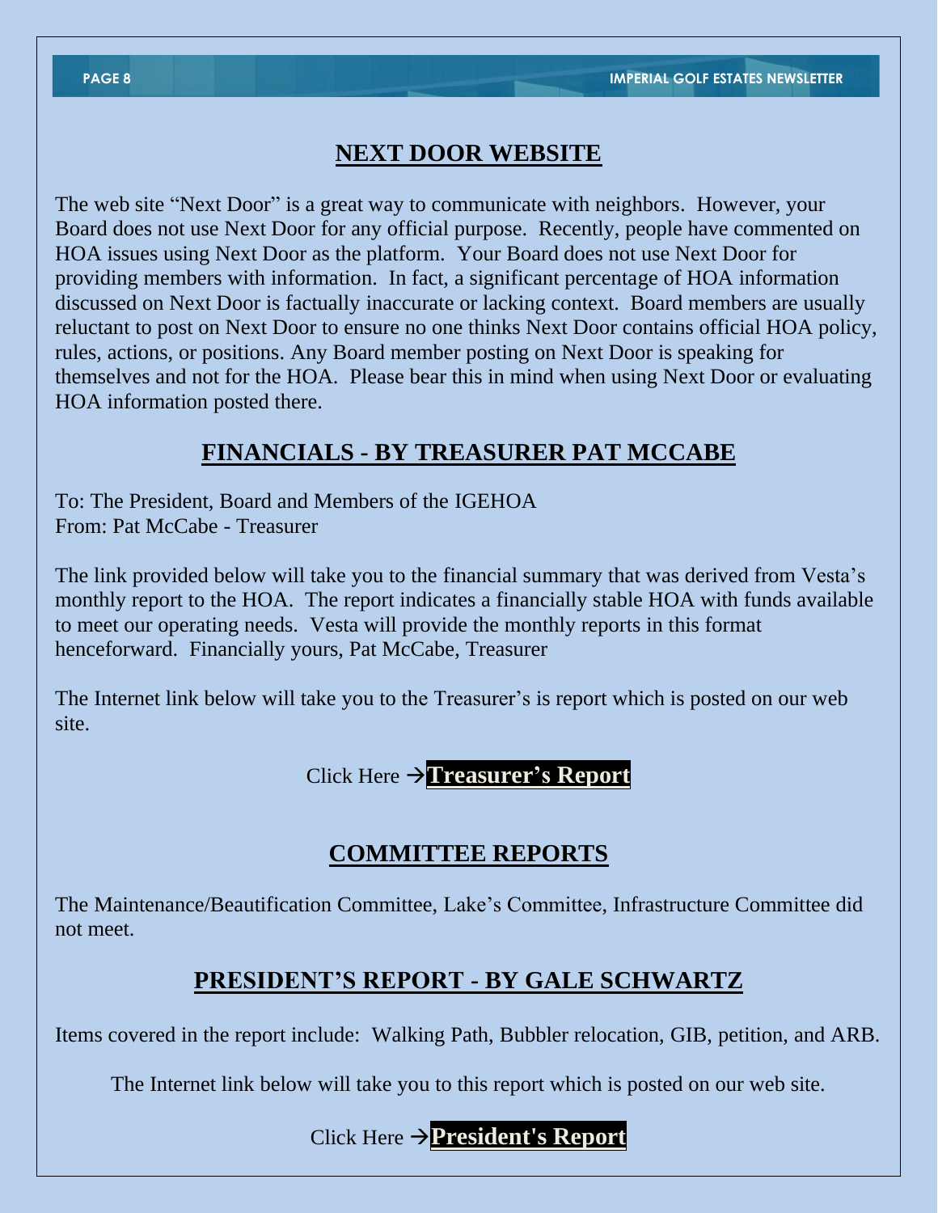## NEXT DOOR WEBSITE

The web site "Next Door" is a great way to communicate with neighbors. However, your Board does not use Next Door for any official purpose. Recently, people have commented on HOA issues using Next Door as the platform. Your Board does not use Next Door for providing members with information. In fact, a significant percentage of HOA information discussed on Next Door is factually inaccurate or lacking context. Board members are usually reluctant to post on Next Door to ensure no one thinks Next Door contains official HOA policy, rules, actions, or positions. Any Board member posting on Next Door is speaking for themselves and not for the HOA. Please bear this in mind when using Next Door or evaluating HOA information posted there.

## FINANCIALS - BY TREASURER PAT MCCABE

To: The President, Board and Members of the IGEHOA
From: Pat McCabe - Treasurer

The link provided below will take you to the financial summary that was derived from Vesta's monthly report to the HOA. The report indicates a financially stable HOA with funds available to meet our operating needs. Vesta will provide the monthly reports in this format henceforward. Financially yours, Pat McCabe, Treasurer

The Internet link below will take you to the Treasurer's is report which is posted on our web site.

Click Here →**Treasurer's Report**

## COMMITTEE REPORTS

The Maintenance/Beautification Committee, Lake's Committee, Infrastructure Committee did not meet.

## PRESIDENT'S REPORT - BY GALE SCHWARTZ

Items covered in the report include: Walking Path, Bubbler relocation, GIB, petition, and ARB.

The Internet link below will take you to this report which is posted on our web site.

Click Here →**President's Report**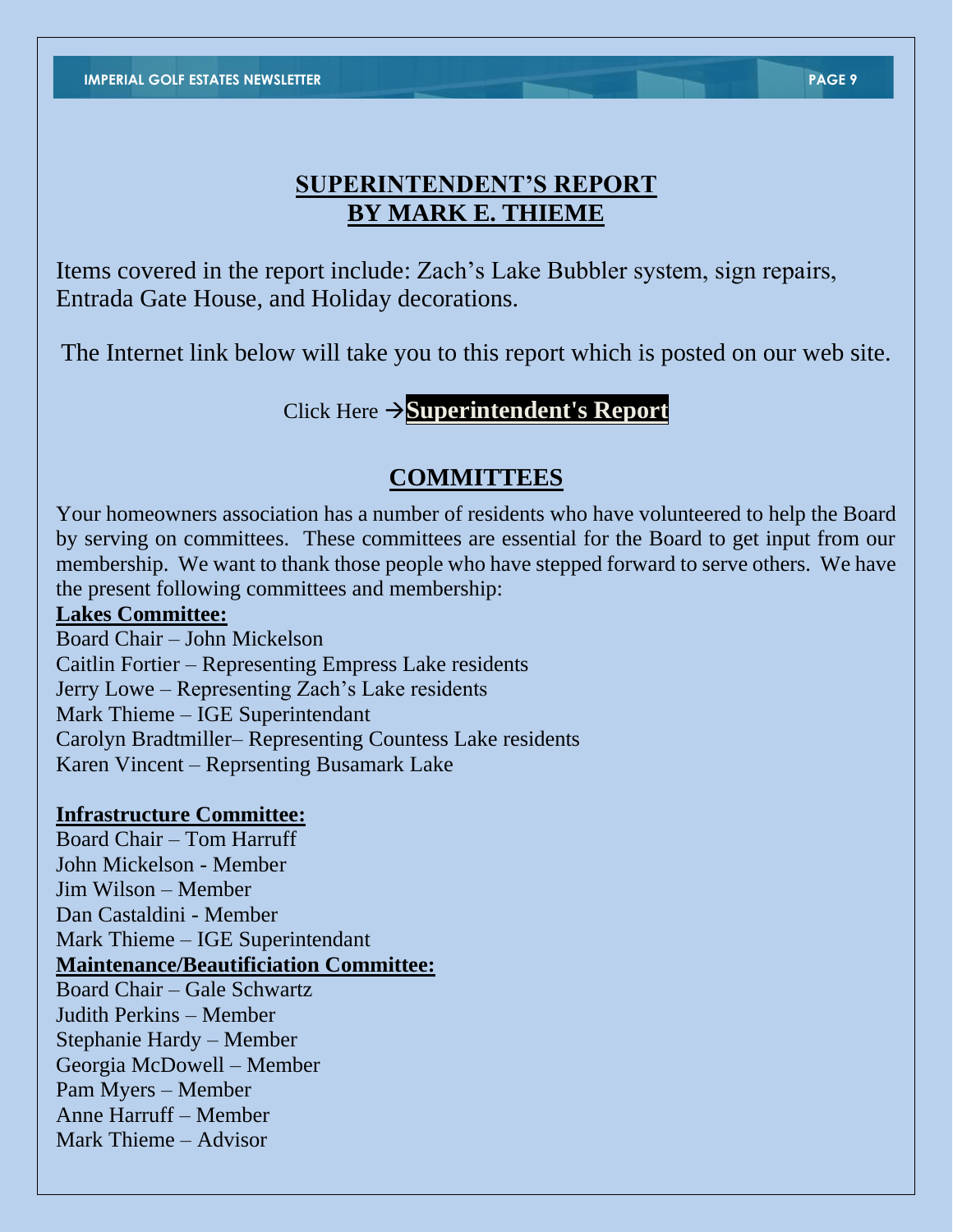## SUPERINTENDENT'S REPORT
## BY MARK E. THIEME

Items covered in the report include: Zach's Lake Bubbler system, sign repairs, Entrada Gate House, and Holiday decorations.

The Internet link below will take you to this report which is posted on our web site.

Click Here →**Superintendent's Report**

## COMMITTEES

Your homeowners association has a number of residents who have volunteered to help the Board by serving on committees. These committees are essential for the Board to get input from our membership. We want to thank those people who have stepped forward to serve others. We have the present following committees and membership:

**Lakes Committee:**

Board Chair – John Mickelson
Caitlin Fortier – Representing Empress Lake residents
Jerry Lowe – Representing Zach's Lake residents
Mark Thieme – IGE Superintendant
Carolyn Bradtmiller– Representing Countess Lake residents
Karen Vincent – Reprsenting Busamark Lake

**Infrastructure Committee:**

Board Chair – Tom Harruff
John Mickelson - Member
Jim Wilson – Member
Dan Castaldini - Member
Mark Thieme – IGE Superintendant

**Maintenance/Beautificiation Committee:**

Board Chair – Gale Schwartz
Judith Perkins – Member
Stephanie Hardy – Member
Georgia McDowell – Member
Pam Myers – Member
Anne Harruff – Member
Mark Thieme – Advisor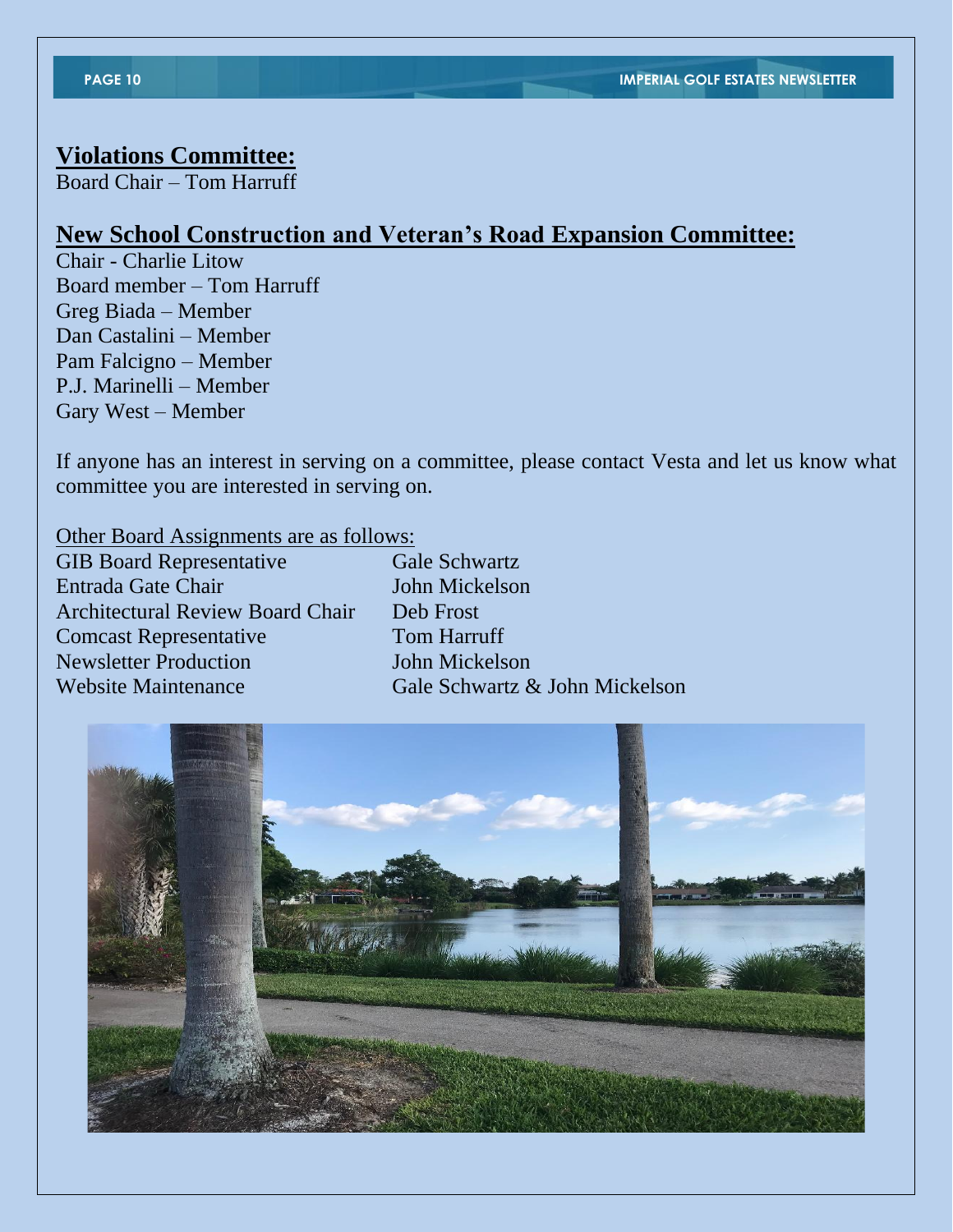## Violations Committee:

Board Chair – Tom Harruff

## New School Construction and Veteran's Road Expansion Committee:

Chair - Charlie Litow
Board member – Tom Harruff
Greg Biada – Member
Dan Castalini – Member
Pam Falcigno – Member
P.J. Marinelli – Member
Gary West – Member

If anyone has an interest in serving on a committee, please contact Vesta and let us know what committee you are interested in serving on.

Other Board Assignments are as follows:

| | |
|---|---|
| GIB Board Representative | Gale Schwartz |
| Entrada Gate Chair | John Mickelson |
| Architectural Review Board Chair | Deb Frost |
| Comcast Representative | Tom Harruff |
| Newsletter Production | John Mickelson |
| Website Maintenance | Gale Schwartz & John Mickelson |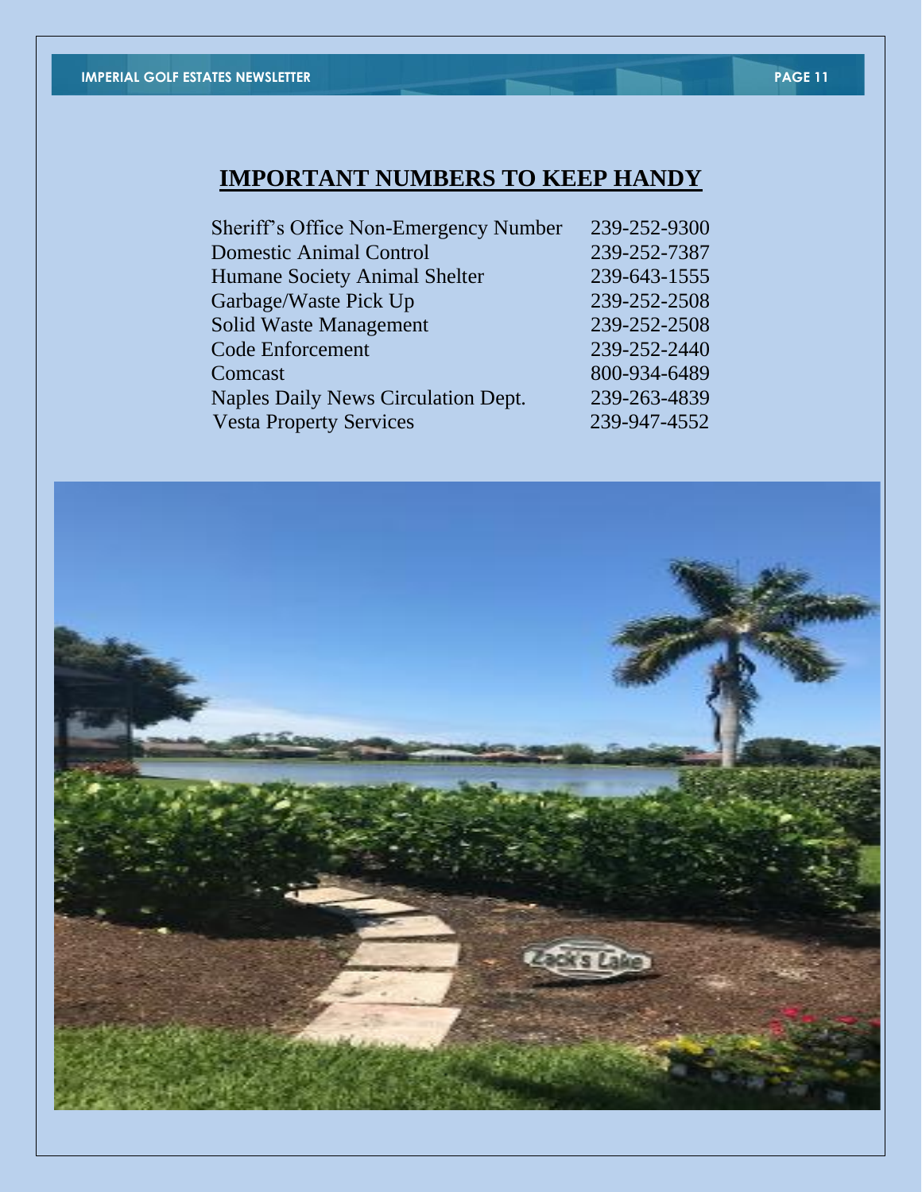# IMPORTANT NUMBERS TO KEEP HANDY

| | |
|---|---|
| Sheriff's Office Non-Emergency Number | 239-252-9300 |
| Domestic Animal Control | 239-252-7387 |
| Humane Society Animal Shelter | 239-643-1555 |
| Garbage/Waste Pick Up | 239-252-2508 |
| Solid Waste Management | 239-252-2508 |
| Code Enforcement | 239-252-2440 |
| Comcast | 800-934-6489 |
| Naples Daily News Circulation Dept. | 239-263-4839 |
| Vesta Property Services | 239-947-4552 |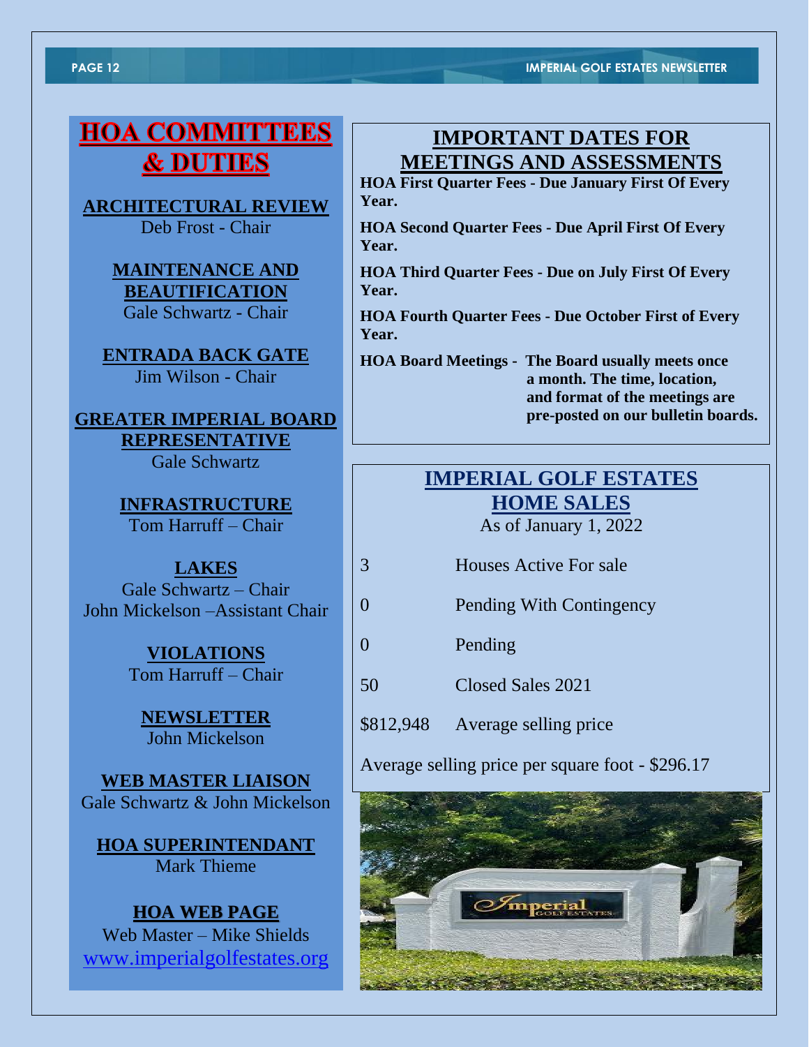# HOA COMMITTEES & DUTIES

**ARCHITECTURAL REVIEW**
Deb Frost - Chair

**MAINTENANCE AND BEAUTIFICATION**
Gale Schwartz - Chair

**ENTRADA BACK GATE**
Jim Wilson - Chair

**GREATER IMPERIAL BOARD REPRESENTATIVE**
Gale Schwartz

**INFRASTRUCTURE**
Tom Harruff – Chair

**LAKES**
Gale Schwartz – Chair
John Mickelson –Assistant Chair

**VIOLATIONS**
Tom Harruff – Chair

**NEWSLETTER**
John Mickelson

**WEB MASTER LIAISON**
Gale Schwartz & John Mickelson

**HOA SUPERINTENDANT**
Mark Thieme

**HOA WEB PAGE**
Web Master – Mike Shields
www.imperialgolfestates.org

## IMPORTANT DATES FOR MEETINGS AND ASSESSMENTS

**HOA First Quarter Fees - Due January First Of Every Year.**

**HOA Second Quarter Fees - Due April First Of Every Year.**

**HOA Third Quarter Fees - Due on July First Of Every Year.**

**HOA Fourth Quarter Fees - Due October First of Every Year.**

**HOA Board Meetings - The Board usually meets once a month. The time, location, and format of the meetings are pre-posted on our bulletin boards.**

## IMPERIAL GOLF ESTATES HOME SALES

As of January 1, 2022

| | |
|---|---|
| 3 | Houses Active For sale |
| 0 | Pending With Contingency |
| 0 | Pending |
| 50 | Closed Sales 2021 |
| $812,948 | Average selling price |

Average selling price per square foot - $296.17